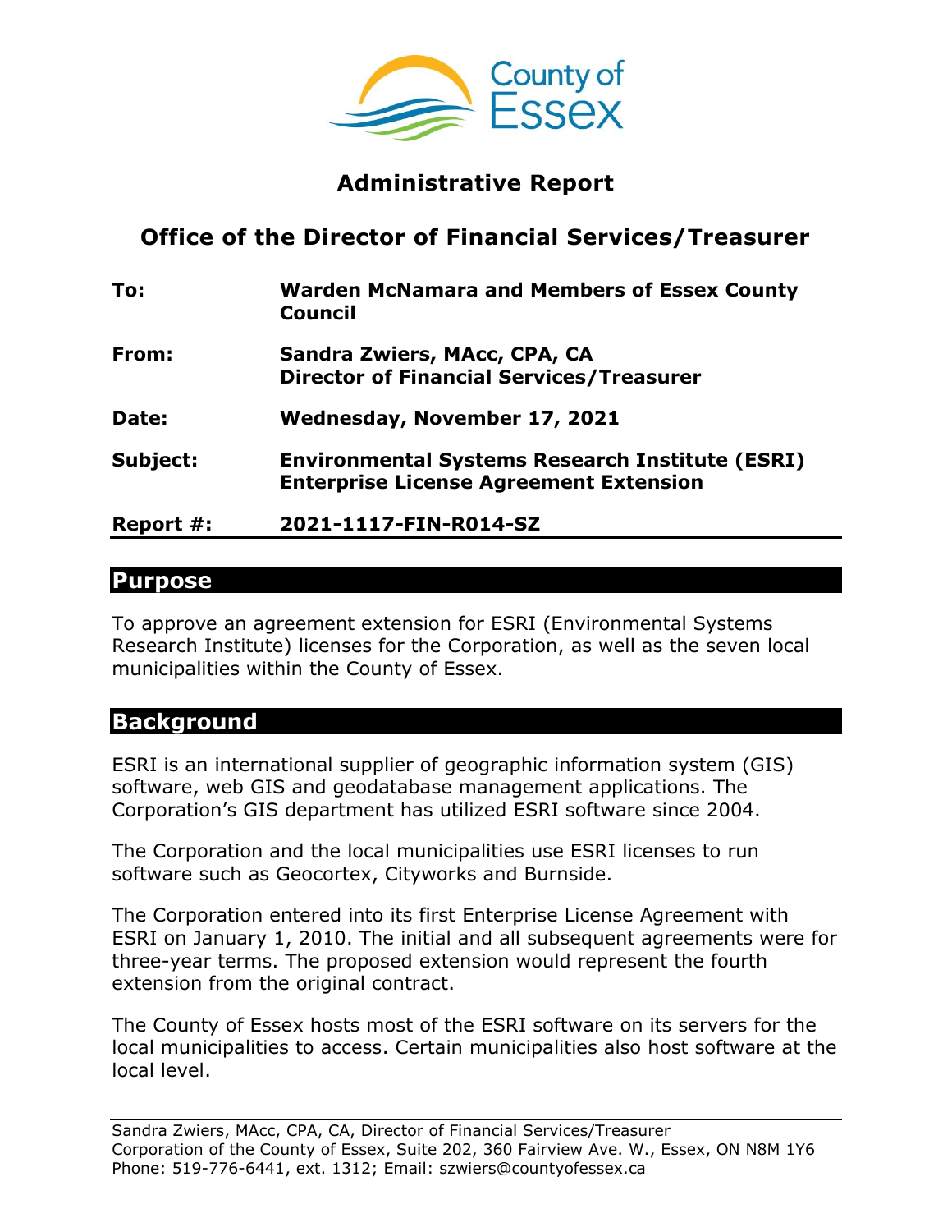County of Essex

# Administrative Report

## Office of the Director of Financial Services/Treasurer

| | |
|---|---|
| **To:** | **Warden McNamara and Members of Essex County Council** |
| **From:** | **Sandra Zwiers, MAcc, CPA, CA**<br>**Director of Financial Services/Treasurer** |
| **Date:** | **Wednesday, November 17, 2021** |
| **Subject:** | **Environmental Systems Research Institute (ESRI) Enterprise License Agreement Extension** |
| **Report #:** | **2021-1117-FIN-R014-SZ** |

## Purpose

To approve an agreement extension for ESRI (Environmental Systems Research Institute) licenses for the Corporation, as well as the seven local municipalities within the County of Essex.

## Background

ESRI is an international supplier of geographic information system (GIS) software, web GIS and geodatabase management applications. The Corporation's GIS department has utilized ESRI software since 2004.

The Corporation and the local municipalities use ESRI licenses to run software such as Geocortex, Cityworks and Burnside.

The Corporation entered into its first Enterprise License Agreement with ESRI on January 1, 2010. The initial and all subsequent agreements were for three-year terms. The proposed extension would represent the fourth extension from the original contract.

The County of Essex hosts most of the ESRI software on its servers for the local municipalities to access. Certain municipalities also host software at the local level.

Sandra Zwiers, MAcc, CPA, CA, Director of Financial Services/Treasurer
Corporation of the County of Essex, Suite 202, 360 Fairview Ave. W., Essex, ON N8M 1Y6
Phone: 519-776-6441, ext. 1312; Email: szwiers@countyofessex.ca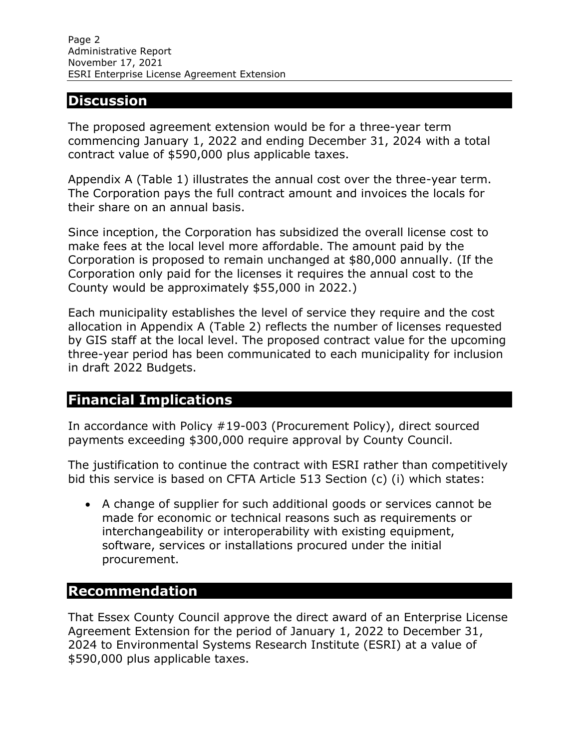## Discussion

The proposed agreement extension would be for a three-year term commencing January 1, 2022 and ending December 31, 2024 with a total contract value of $590,000 plus applicable taxes.

Appendix A (Table 1) illustrates the annual cost over the three-year term. The Corporation pays the full contract amount and invoices the locals for their share on an annual basis.

Since inception, the Corporation has subsidized the overall license cost to make fees at the local level more affordable. The amount paid by the Corporation is proposed to remain unchanged at $80,000 annually. (If the Corporation only paid for the licenses it requires the annual cost to the County would be approximately $55,000 in 2022.)

Each municipality establishes the level of service they require and the cost allocation in Appendix A (Table 2) reflects the number of licenses requested by GIS staff at the local level. The proposed contract value for the upcoming three-year period has been communicated to each municipality for inclusion in draft 2022 Budgets.

## Financial Implications

In accordance with Policy #19-003 (Procurement Policy), direct sourced payments exceeding $300,000 require approval by County Council.

The justification to continue the contract with ESRI rather than competitively bid this service is based on CFTA Article 513 Section (c) (i) which states:

- A change of supplier for such additional goods or services cannot be made for economic or technical reasons such as requirements or interchangeability or interoperability with existing equipment, software, services or installations procured under the initial procurement.

## Recommendation

That Essex County Council approve the direct award of an Enterprise License Agreement Extension for the period of January 1, 2022 to December 31, 2024 to Environmental Systems Research Institute (ESRI) at a value of $590,000 plus applicable taxes.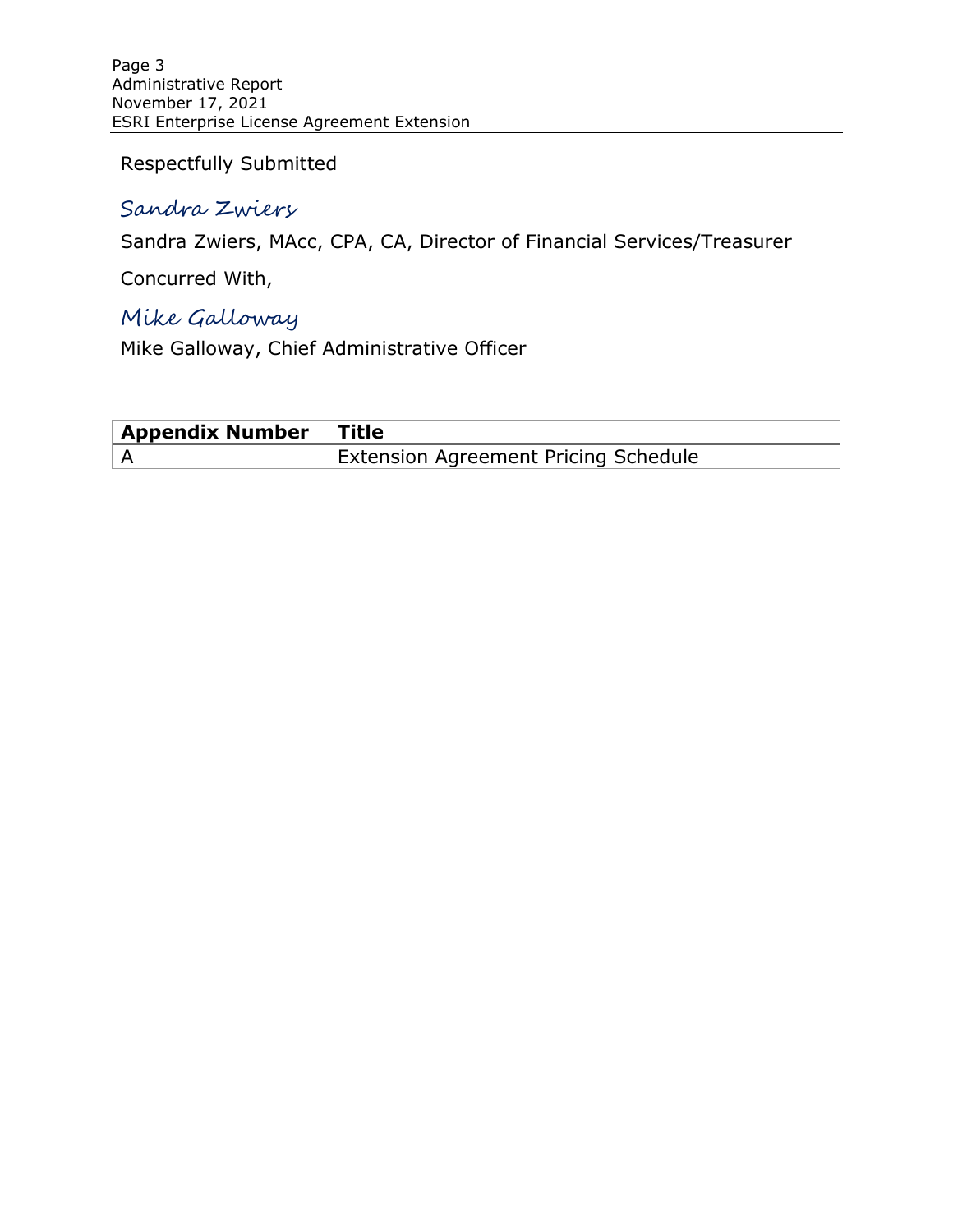Respectfully Submitted

Sandra Zwiers

Sandra Zwiers, MAcc, CPA, CA, Director of Financial Services/Treasurer

Concurred With,

Mike Galloway

Mike Galloway, Chief Administrative Officer

| Appendix Number | Title |
|---|---|
| A | Extension Agreement Pricing Schedule |